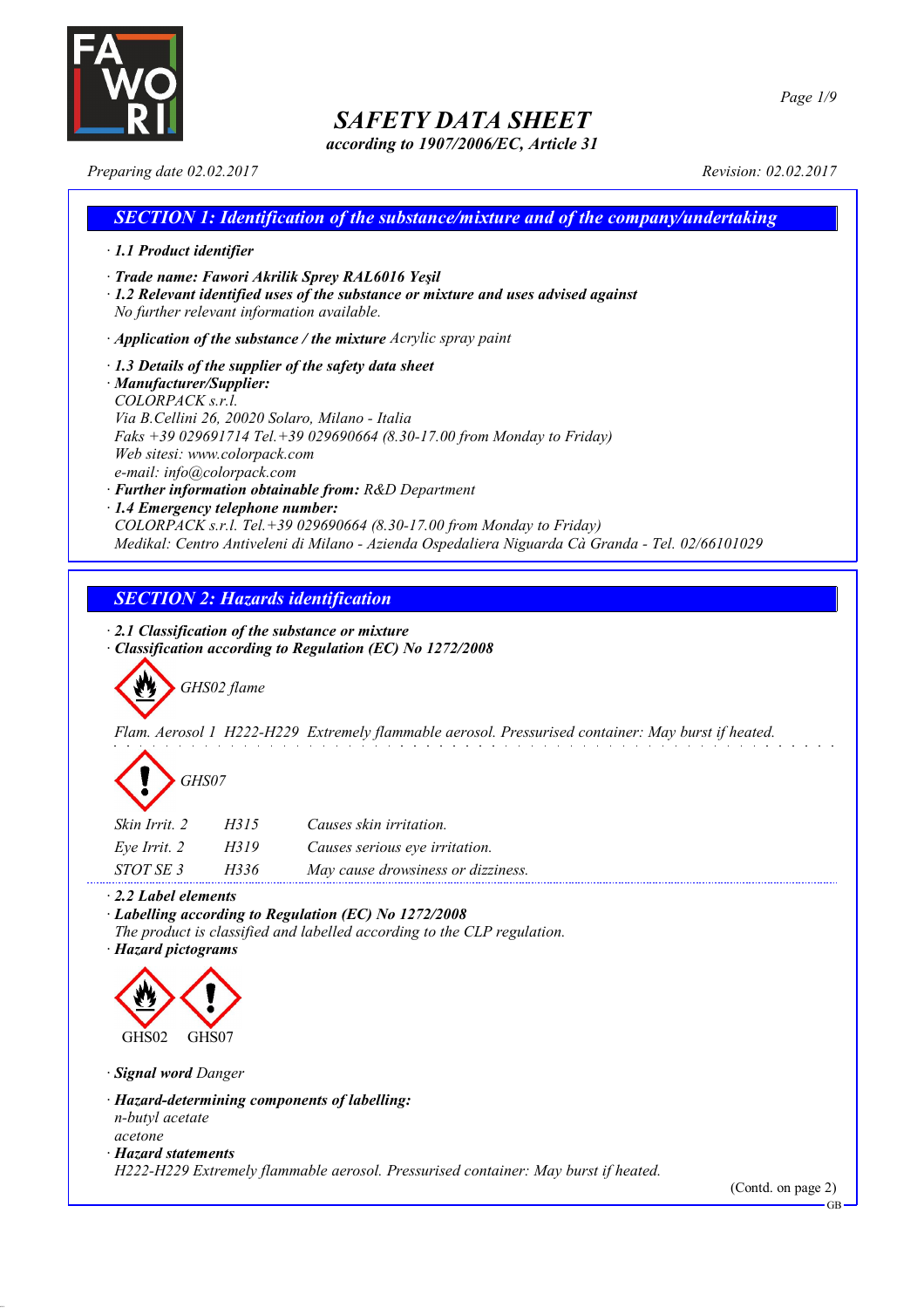# SAFETY DATA SHEET

*according to 1907/2006/EC, Article 31*

*Preparing date 02.02.2017* *Revision: 02.02.2017*

## SECTION 1: Identification of the substance/mixture and of the company/undertaking

· **1.1 Product identifier**

· **Trade name: Fawori Akrilik Sprey RAL6016 Yeşil**

· **1.2 Relevant identified uses of the substance or mixture and uses advised against**
No further relevant information available.

· **Application of the substance / the mixture** Acrylic spray paint

· **1.3 Details of the supplier of the safety data sheet**

· **Manufacturer/Supplier:**
COLORPACK s.r.l.
Via B.Cellini 26, 20020 Solaro, Milano - Italia
Faks +39 029691714 Tel.+39 029690664 (8.30-17.00 from Monday to Friday)
Web sitesi: www.colorpack.com
e-mail: info@colorpack.com

· **Further information obtainable from:** R&D Department

· **1.4 Emergency telephone number:**
COLORPACK s.r.l. Tel.+39 029690664 (8.30-17.00 from Monday to Friday)
Medikal: Centro Antiveleni di Milano - Azienda Ospedaliera Niguarda Cà Granda - Tel. 02/66101029

## SECTION 2: Hazards identification

· **2.1 Classification of the substance or mixture**

· **Classification according to Regulation (EC) No 1272/2008**

GHS02 flame

Flam. Aerosol 1 H222-H229 Extremely flammable aerosol. Pressurised container: May burst if heated.

GHS07

| | | |
|---|---|---|
| Skin Irrit. 2 | H315 | Causes skin irritation. |
| Eye Irrit. 2 | H319 | Causes serious eye irritation. |
| STOT SE 3 | H336 | May cause drowsiness or dizziness. |

· **2.2 Label elements**

· **Labelling according to Regulation (EC) No 1272/2008**
The product is classified and labelled according to the CLP regulation.

· **Hazard pictograms**

GHS02 GHS07

· **Signal word** Danger

· **Hazard-determining components of labelling:**
n-butyl acetate
acetone

· **Hazard statements**
H222-H229 Extremely flammable aerosol. Pressurised container: May burst if heated.

(Contd. on page 2)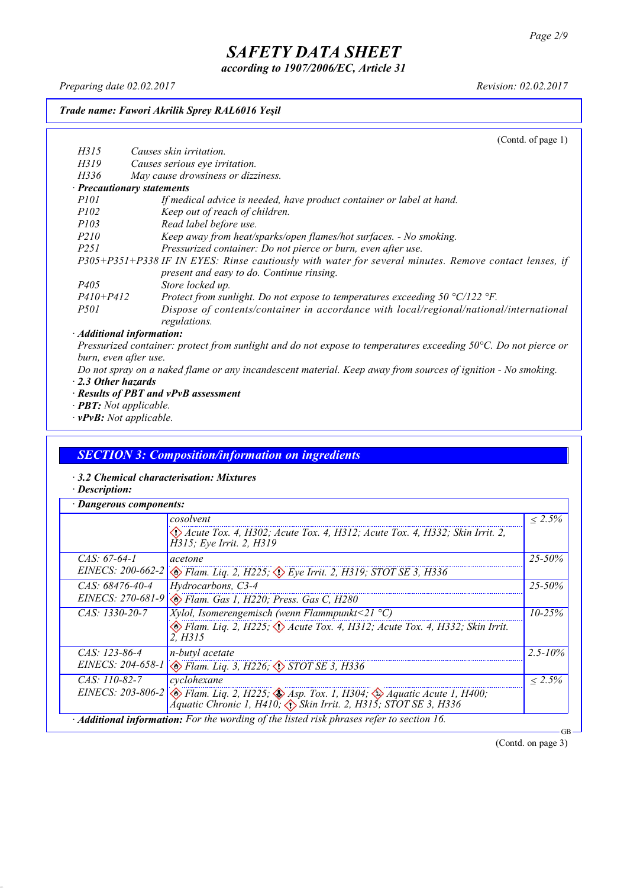**SAFETY DATA SHEET**

*according to 1907/2006/EC, Article 31*

*Preparing date 02.02.2017* *Revision: 02.02.2017*

***Trade name: Fawori Akrilik Sprey RAL6016 Yeşil***

(Contd. of page 1)

| | |
|---|---|
| H315 | Causes skin irritation. |
| H319 | Causes serious eye irritation. |
| H336 | May cause drowsiness or dizziness. |

· ***Precautionary statements***

| | |
|---|---|
| P101 | If medical advice is needed, have product container or label at hand. |
| P102 | Keep out of reach of children. |
| P103 | Read label before use. |
| P210 | Keep away from heat/sparks/open flames/hot surfaces. - No smoking. |
| P251 | Pressurized container: Do not pierce or burn, even after use. |
| P305+P351+P338 | IF IN EYES: Rinse cautiously with water for several minutes. Remove contact lenses, if present and easy to do. Continue rinsing. |
| P405 | Store locked up. |
| P410+P412 | Protect from sunlight. Do not expose to temperatures exceeding 50 °C/122 °F. |
| P501 | Dispose of contents/container in accordance with local/regional/national/international regulations. |

· ***Additional information:***

*Pressurized container: protect from sunlight and do not expose to temperatures exceeding 50°C. Do not pierce or burn, even after use.*

*Do not spray on a naked flame or any incandescent material. Keep away from sources of ignition - No smoking.*

· ***2.3 Other hazards***

· ***Results of PBT and vPvB assessment***

· ***PBT:*** *Not applicable.*

· ***vPvB:*** *Not applicable.*

## SECTION 3: Composition/information on ingredients

· ***3.2 Chemical characterisation: Mixtures***

· ***Description:***

· ***Dangerous components:***

| | | |
|---|---|---|
| | cosolvent<br>Acute Tox. 4, H302; Acute Tox. 4, H312; Acute Tox. 4, H332; Skin Irrit. 2, H315; Eye Irrit. 2, H319 | ≤ 2.5% |
| CAS: 67-64-1<br>EINECS: 200-662-2 | acetone<br>Flam. Liq. 2, H225; Eye Irrit. 2, H319; STOT SE 3, H336 | 25-50% |
| CAS: 68476-40-4<br>EINECS: 270-681-9 | Hydrocarbons, C3-4<br>Flam. Gas 1, H220; Press. Gas C, H280 | 25-50% |
| CAS: 1330-20-7 | Xylol, Isomerengemisch (wenn Flammpunkt<21 °C)<br>Flam. Liq. 2, H225; Acute Tox. 4, H312; Acute Tox. 4, H332; Skin Irrit. 2, H315 | 10-25% |
| CAS: 123-86-4<br>EINECS: 204-658-1 | n-butyl acetate<br>Flam. Liq. 3, H226; STOT SE 3, H336 | 2.5-10% |
| CAS: 110-82-7<br>EINECS: 203-806-2 | cyclohexane<br>Flam. Liq. 2, H225; Asp. Tox. 1, H304; Aquatic Acute 1, H400; Aquatic Chronic 1, H410; Skin Irrit. 2, H315; STOT SE 3, H336 | ≤ 2.5% |

· ***Additional information:*** *For the wording of the listed risk phrases refer to section 16.*

(Contd. on page 3)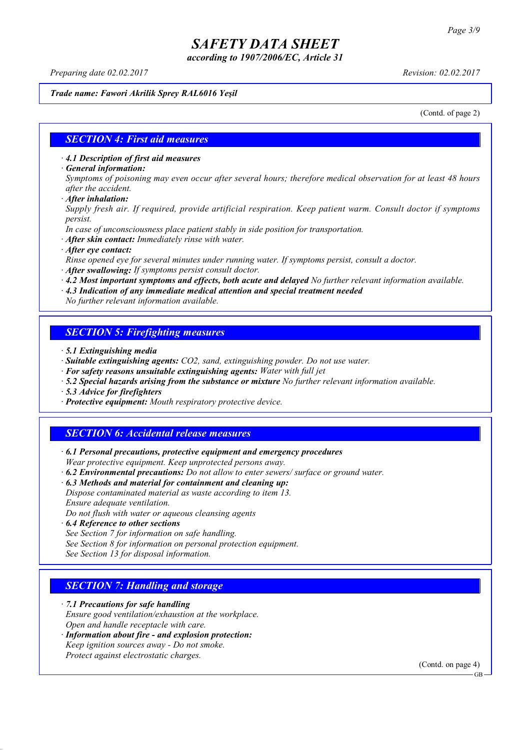*Trade name: Fawori Akrilik Sprey RAL6016 Yeşil*

(Contd. of page 2)

## SECTION 4: First aid measures

· ***4.1 Description of first aid measures***
· ***General information:***
*Symptoms of poisoning may even occur after several hours; therefore medical observation for at least 48 hours after the accident.*
· ***After inhalation:***
*Supply fresh air. If required, provide artificial respiration. Keep patient warm. Consult doctor if symptoms persist.*
*In case of unconsciousness place patient stably in side position for transportation.*
· ***After skin contact:*** *Immediately rinse with water.*
· ***After eye contact:***
*Rinse opened eye for several minutes under running water. If symptoms persist, consult a doctor.*
· ***After swallowing:*** *If symptoms persist consult doctor.*
· ***4.2 Most important symptoms and effects, both acute and delayed*** *No further relevant information available.*
· ***4.3 Indication of any immediate medical attention and special treatment needed***
*No further relevant information available.*

## SECTION 5: Firefighting measures

· ***5.1 Extinguishing media***
· ***Suitable extinguishing agents:*** *$CO_2$, sand, extinguishing powder. Do not use water.*
· ***For safety reasons unsuitable extinguishing agents:*** *Water with full jet*
· ***5.2 Special hazards arising from the substance or mixture*** *No further relevant information available.*
· ***5.3 Advice for firefighters***
· ***Protective equipment:*** *Mouth respiratory protective device.*

## SECTION 6: Accidental release measures

· ***6.1 Personal precautions, protective equipment and emergency procedures***
*Wear protective equipment. Keep unprotected persons away.*
· ***6.2 Environmental precautions:*** *Do not allow to enter sewers/ surface or ground water.*
· ***6.3 Methods and material for containment and cleaning up:***
*Dispose contaminated material as waste according to item 13.*
*Ensure adequate ventilation.*
*Do not flush with water or aqueous cleansing agents*
· ***6.4 Reference to other sections***
*See Section 7 for information on safe handling.*
*See Section 8 for information on personal protection equipment.*
*See Section 13 for disposal information.*

## SECTION 7: Handling and storage

· ***7.1 Precautions for safe handling***
*Ensure good ventilation/exhaustion at the workplace.*
*Open and handle receptacle with care.*
· ***Information about fire - and explosion protection:***
*Keep ignition sources away - Do not smoke.*
*Protect against electrostatic charges.*

(Contd. on page 4)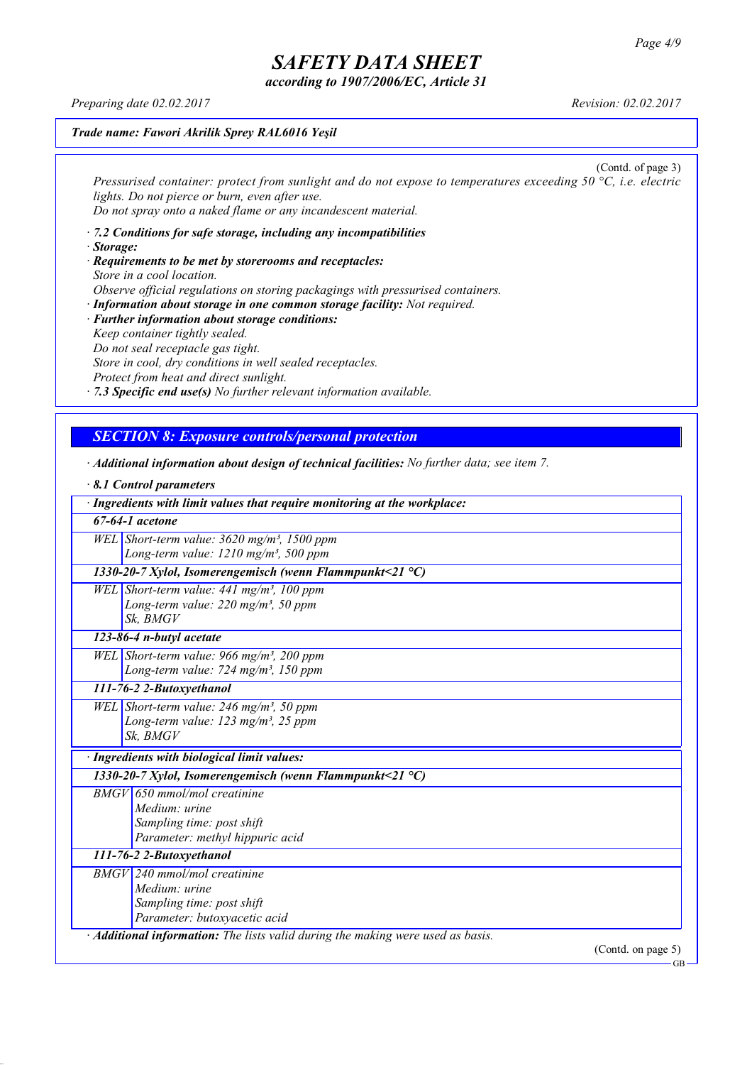# SAFETY DATA SHEET

*according to 1907/2006/EC, Article 31*

*Preparing date 02.02.2017* *Revision: 02.02.2017*

***Trade name: Fawori Akrilik Sprey RAL6016 Yeşil***

(Contd. of page 3)

*Pressurised container: protect from sunlight and do not expose to temperatures exceeding 50 °C, i.e. electric lights. Do not pierce or burn, even after use.*
*Do not spray onto a naked flame or any incandescent material.*

· ***7.2 Conditions for safe storage, including any incompatibilities***
· ***Storage:***
· ***Requirements to be met by storerooms and receptacles:***
*Store in a cool location.*
*Observe official regulations on storing packagings with pressurised containers.*
· ***Information about storage in one common storage facility:*** *Not required.*
· ***Further information about storage conditions:***
*Keep container tightly sealed.*
*Do not seal receptacle gas tight.*
*Store in cool, dry conditions in well sealed receptacles.*
*Protect from heat and direct sunlight.*
· ***7.3 Specific end use(s)*** *No further relevant information available.*

## *SECTION 8: Exposure controls/personal protection*

· ***Additional information about design of technical facilities:*** *No further data; see item 7.*

· ***8.1 Control parameters***

| · ***Ingredients with limit values that require monitoring at the workplace:*** | |
|---|---|
| ***67-64-1 acetone*** | |
| *WEL* | *Short-term value: 3620 mg/m³, 1500 ppm*<br>*Long-term value: 1210 mg/m³, 500 ppm* |
| ***1330-20-7 Xylol, Isomerengemisch (wenn Flammpunkt<21 °C)*** | |
| *WEL* | *Short-term value: 441 mg/m³, 100 ppm*<br>*Long-term value: 220 mg/m³, 50 ppm*<br>*Sk, BMGV* |
| ***123-86-4 n-butyl acetate*** | |
| *WEL* | *Short-term value: 966 mg/m³, 200 ppm*<br>*Long-term value: 724 mg/m³, 150 ppm* |
| ***111-76-2 2-Butoxyethanol*** | |
| *WEL* | *Short-term value: 246 mg/m³, 50 ppm*<br>*Long-term value: 123 mg/m³, 25 ppm*<br>*Sk, BMGV* |

| · ***Ingredients with biological limit values:*** | |
|---|---|
| ***1330-20-7 Xylol, Isomerengemisch (wenn Flammpunkt<21 °C)*** | |
| *BMGV* | *650 mmol/mol creatinine*<br>*Medium: urine*<br>*Sampling time: post shift*<br>*Parameter: methyl hippuric acid* |
| ***111-76-2 2-Butoxyethanol*** | |
| *BMGV* | *240 mmol/mol creatinine*<br>*Medium: urine*<br>*Sampling time: post shift*<br>*Parameter: butoxyacetic acid* |

· ***Additional information:*** *The lists valid during the making were used as basis.*

(Contd. on page 5)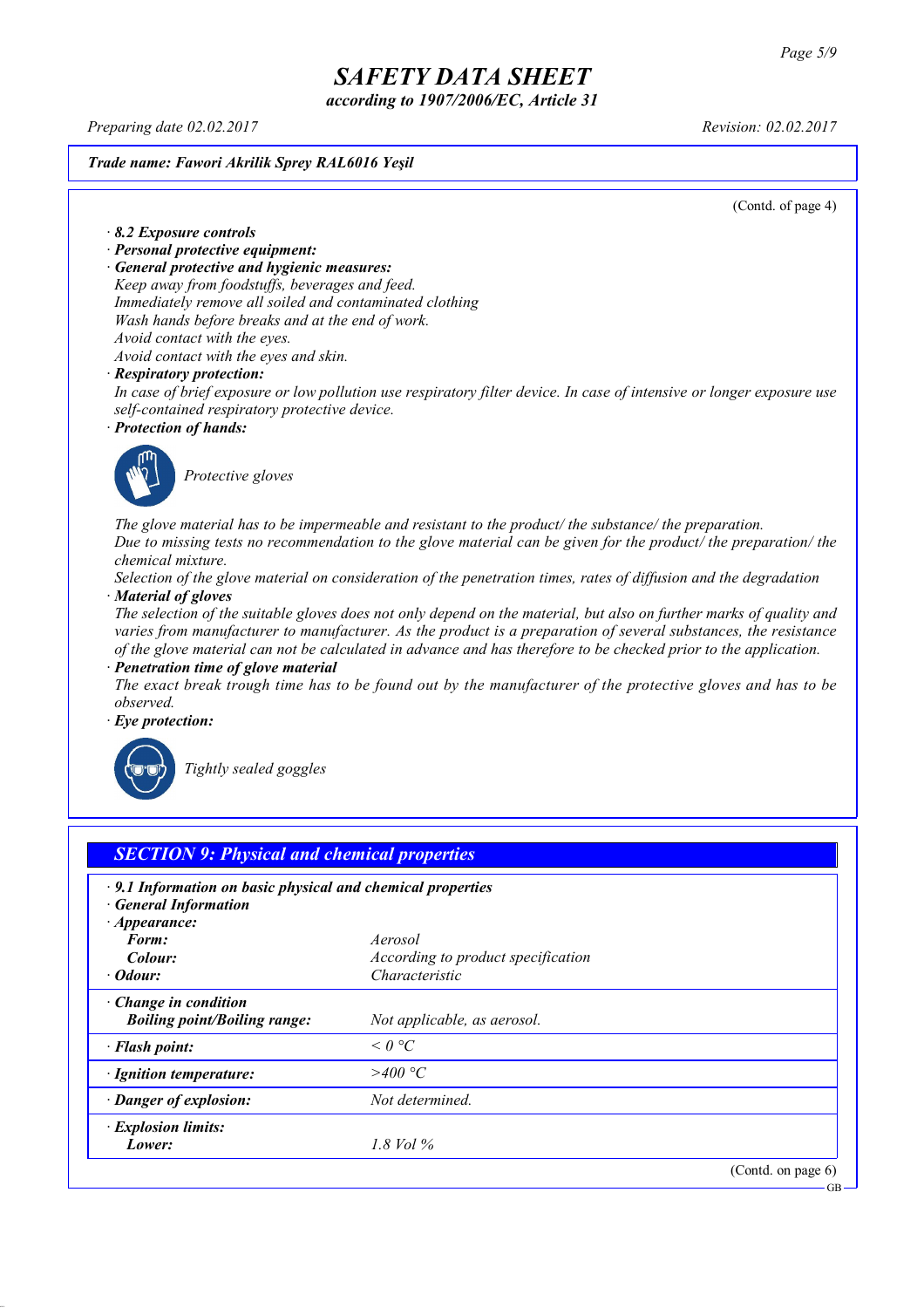**Trade name: Fawori Akrilik Sprey RAL6016 Yeşil**

(Contd. of page 4)

· **8.2 Exposure controls**
· **Personal protective equipment:**
· **General protective and hygienic measures:**
Keep away from foodstuffs, beverages and feed.
Immediately remove all soiled and contaminated clothing
Wash hands before breaks and at the end of work.
Avoid contact with the eyes.
Avoid contact with the eyes and skin.
· **Respiratory protection:**
In case of brief exposure or low pollution use respiratory filter device. In case of intensive or longer exposure use self-contained respiratory protective device.
· **Protection of hands:**

Protective gloves

The glove material has to be impermeable and resistant to the product/ the substance/ the preparation.
Due to missing tests no recommendation to the glove material can be given for the product/ the preparation/ the chemical mixture.
Selection of the glove material on consideration of the penetration times, rates of diffusion and the degradation
· **Material of gloves**
The selection of the suitable gloves does not only depend on the material, but also on further marks of quality and varies from manufacturer to manufacturer. As the product is a preparation of several substances, the resistance of the glove material can not be calculated in advance and has therefore to be checked prior to the application.
· **Penetration time of glove material**
The exact break trough time has to be found out by the manufacturer of the protective gloves and has to be observed.
· **Eye protection:**

Tightly sealed goggles

## SECTION 9: Physical and chemical properties

· **9.1 Information on basic physical and chemical properties**
· **General Information**

| · **Appearance:** | |
|---|---|
| **Form:** | Aerosol |
| **Colour:** | According to product specification |
| · **Odour:** | Characteristic |
| · **Change in condition** | |
| **Boiling point/Boiling range:** | Not applicable, as aerosol. |
| · **Flash point:** | < 0 °C |
| · **Ignition temperature:** | >400 °C |
| · **Danger of explosion:** | Not determined. |
| · **Explosion limits:** | |
| **Lower:** | 1.8 Vol % |

(Contd. on page 6)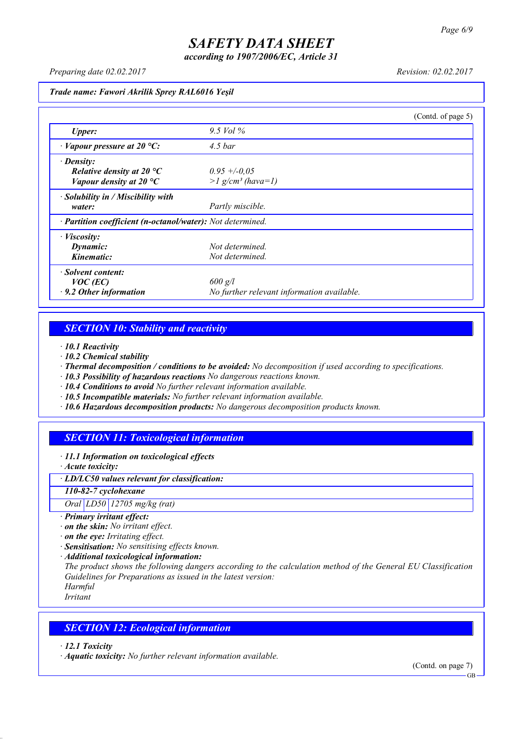**Trade name: Fawori Akrilik Sprey RAL6016 Yeşil**

(Contd. of page 5)

| | |
|---|---|
| *Upper:* | 9.5 Vol % |
| · *Vapour pressure at 20 °C:* | 4.5 bar |
| · *Density:* | |
| *Relative density at 20 °C* | 0.95 +/-0,05 |
| *Vapour density at 20 °C* | >1 g/cm³ (hava=1) |
| · *Solubility in / Miscibility with water:* | Partly miscible. |
| · *Partition coefficient (n-octanol/water):* | Not determined. |
| · *Viscosity:* | |
| *Dynamic:* | Not determined. |
| *Kinematic:* | Not determined. |
| · *Solvent content:* | |
| *VOC (EC)* | 600 g/l |
| · *9.2 Other information* | No further relevant information available. |

## SECTION 10: Stability and reactivity

· ***10.1 Reactivity***
· ***10.2 Chemical stability***
· ***Thermal decomposition / conditions to be avoided:*** No decomposition if used according to specifications.
· ***10.3 Possibility of hazardous reactions*** No dangerous reactions known.
· ***10.4 Conditions to avoid*** No further relevant information available.
· ***10.5 Incompatible materials:*** No further relevant information available.
· ***10.6 Hazardous decomposition products:*** No dangerous decomposition products known.

## SECTION 11: Toxicological information

· ***11.1 Information on toxicological effects***
· ***Acute toxicity:***

| · *LD/LC50 values relevant for classification:* | | |
|---|---|---|
| ***110-82-7 cyclohexane*** | | |
| Oral | LD50 | 12705 mg/kg (rat) |

· ***Primary irritant effect:***
· ***on the skin:*** No irritant effect.
· ***on the eye:*** Irritating effect.
· ***Sensitisation:*** No sensitising effects known.
· ***Additional toxicological information:***
The product shows the following dangers according to the calculation method of the General EU Classification Guidelines for Preparations as issued in the latest version:
Harmful
Irritant

## SECTION 12: Ecological information

· ***12.1 Toxicity***
· ***Aquatic toxicity:*** No further relevant information available.

(Contd. on page 7)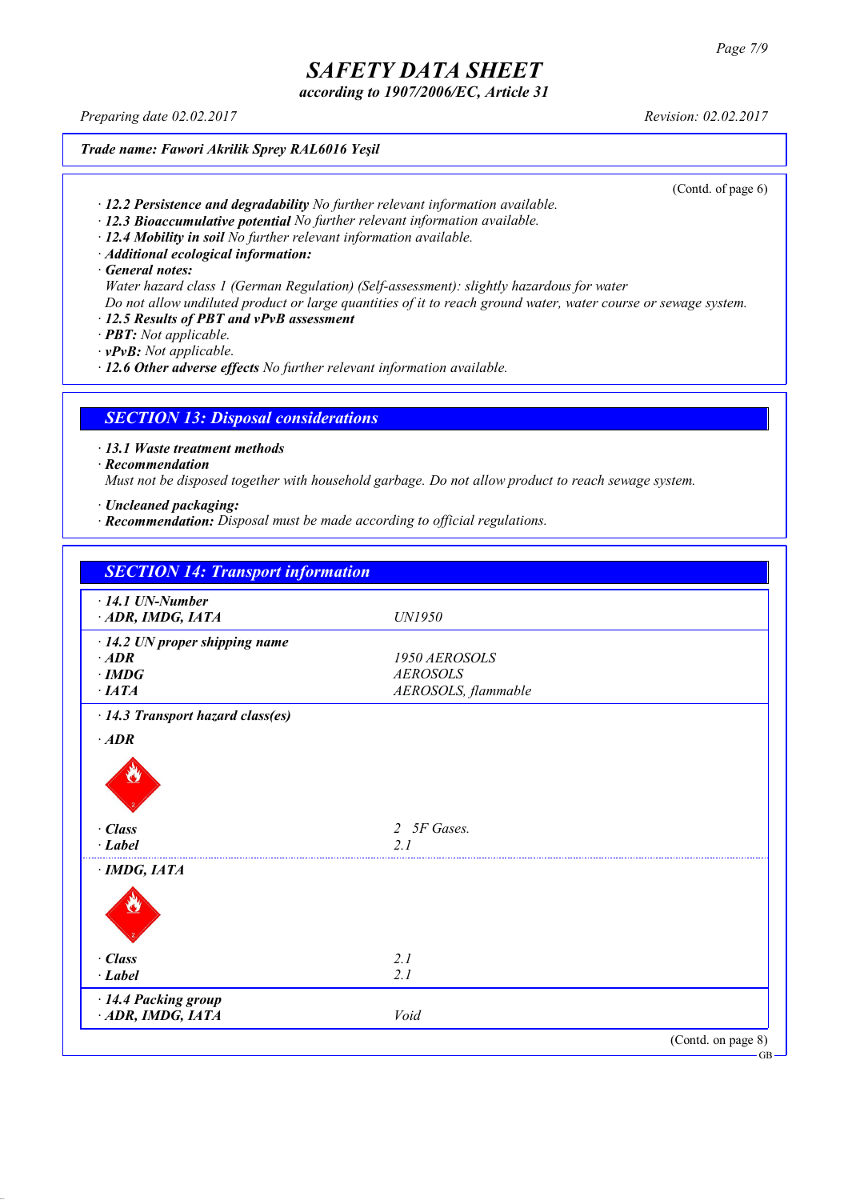# SAFETY DATA SHEET

*according to 1907/2006/EC, Article 31*

Preparing date 02.02.2017 | Revision: 02.02.2017

**Trade name: Fawori Akrilik Sprey RAL6016 Yeşil**

(Contd. of page 6)

· **12.2 Persistence and degradability** No further relevant information available.
· **12.3 Bioaccumulative potential** No further relevant information available.
· **12.4 Mobility in soil** No further relevant information available.
· **Additional ecological information:**
· **General notes:**
Water hazard class 1 (German Regulation) (Self-assessment): slightly hazardous for water
Do not allow undiluted product or large quantities of it to reach ground water, water course or sewage system.
· **12.5 Results of PBT and vPvB assessment**
· **PBT:** Not applicable.
· **vPvB:** Not applicable.
· **12.6 Other adverse effects** No further relevant information available.

## SECTION 13: Disposal considerations

· **13.1 Waste treatment methods**
· **Recommendation**
Must not be disposed together with household garbage. Do not allow product to reach sewage system.

· **Uncleaned packaging:**
· **Recommendation:** Disposal must be made according to official regulations.

## SECTION 14: Transport information

| | |
|---|---|
| · **14.1 UN-Number** | |
| · **ADR, IMDG, IATA** | UN1950 |
| · **14.2 UN proper shipping name** | |
| · **ADR** | 1950 AEROSOLS |
| · **IMDG** | AEROSOLS |
| · **IATA** | AEROSOLS, flammable |
| · **14.3 Transport hazard class(es)** | |
| · **ADR** | |
| · **Class** | 2 5F Gases. |
| · **Label** | 2.1 |
| · **IMDG, IATA** | |
| · **Class** | 2.1 |
| · **Label** | 2.1 |
| · **14.4 Packing group** | |
| · **ADR, IMDG, IATA** | Void |

(Contd. on page 8)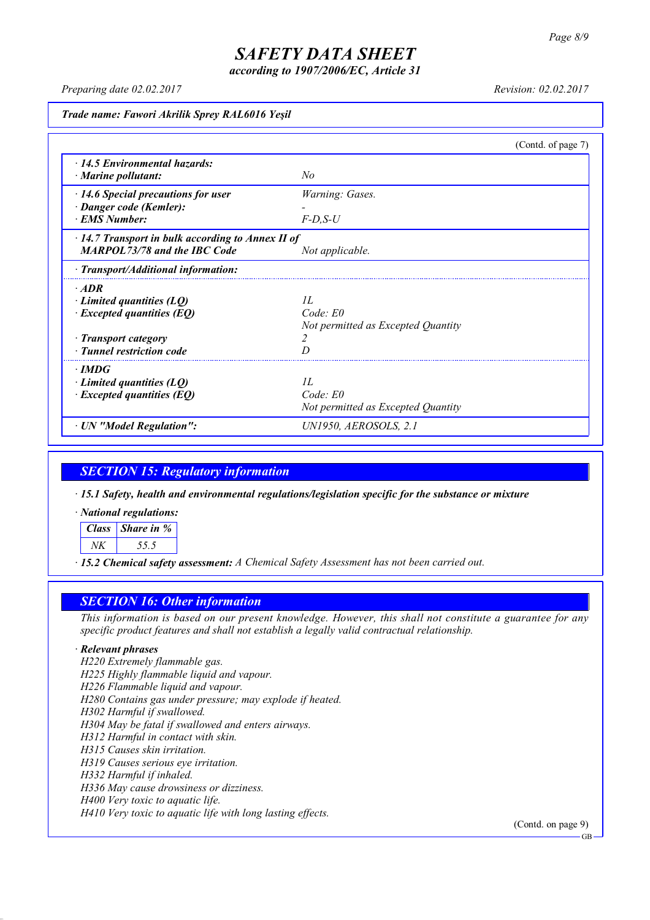# SAFETY DATA SHEET

*according to 1907/2006/EC, Article 31*

Preparing date 02.02.2017 — Revision: 02.02.2017

**Trade name: Fawori Akrilik Sprey RAL6016 Yeşil**

(Contd. of page 7)

| | |
|---|---|
| **· 14.5 Environmental hazards:** | |
| **· Marine pollutant:** | No |
| **· 14.6 Special precautions for user** | Warning: Gases. |
| **· Danger code (Kemler):** | - |
| **· EMS Number:** | F-D,S-U |
| **· 14.7 Transport in bulk according to Annex II of MARPOL73/78 and the IBC Code** | Not applicable. |
| **· Transport/Additional information:** | |
| **· ADR** | |
| **· Limited quantities (LQ)** | 1L |
| **· Excepted quantities (EQ)** | Code: E0<br>Not permitted as Excepted Quantity |
| **· Transport category** | 2 |
| **· Tunnel restriction code** | D |
| **· IMDG** | |
| **· Limited quantities (LQ)** | 1L |
| **· Excepted quantities (EQ)** | Code: E0<br>Not permitted as Excepted Quantity |
| **· UN "Model Regulation":** | UN1950, AEROSOLS, 2.1 |

## SECTION 15: Regulatory information

**· 15.1 Safety, health and environmental regulations/legislation specific for the substance or mixture**

**· National regulations:**

| Class | Share in % |
|---|---|
| NK | 55.5 |

**· 15.2 Chemical safety assessment:** A Chemical Safety Assessment has not been carried out.

## SECTION 16: Other information

This information is based on our present knowledge. However, this shall not constitute a guarantee for any specific product features and shall not establish a legally valid contractual relationship.

**· Relevant phrases**

H220 Extremely flammable gas.
H225 Highly flammable liquid and vapour.
H226 Flammable liquid and vapour.
H280 Contains gas under pressure; may explode if heated.
H302 Harmful if swallowed.
H304 May be fatal if swallowed and enters airways.
H312 Harmful in contact with skin.
H315 Causes skin irritation.
H319 Causes serious eye irritation.
H332 Harmful if inhaled.
H336 May cause drowsiness or dizziness.
H400 Very toxic to aquatic life.
H410 Very toxic to aquatic life with long lasting effects.

(Contd. on page 9)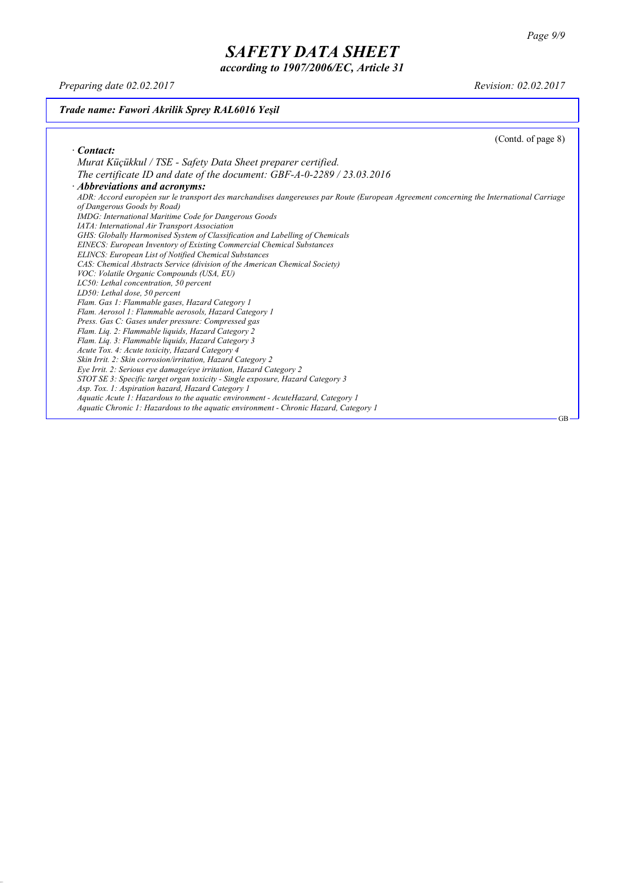# SAFETY DATA SHEET

*according to 1907/2006/EC, Article 31*

*Preparing date 02.02.2017* *Revision: 02.02.2017*

***Trade name: Fawori Akrilik Sprey RAL6016 Yeşil***

(Contd. of page 8)

· ***Contact:***

*Murat Küçükkul / TSE - Safety Data Sheet preparer certified.*

*The certificate ID and date of the document: GBF-A-0-2289 / 23.03.2016*

· ***Abbreviations and acronyms:***

*ADR: Accord européen sur le transport des marchandises dangereuses par Route (European Agreement concerning the International Carriage of Dangerous Goods by Road)*
*IMDG: International Maritime Code for Dangerous Goods*
*IATA: International Air Transport Association*
*GHS: Globally Harmonised System of Classification and Labelling of Chemicals*
*EINECS: European Inventory of Existing Commercial Chemical Substances*
*ELINCS: European List of Notified Chemical Substances*
*CAS: Chemical Abstracts Service (division of the American Chemical Society)*
*VOC: Volatile Organic Compounds (USA, EU)*
*LC50: Lethal concentration, 50 percent*
*LD50: Lethal dose, 50 percent*
*Flam. Gas 1: Flammable gases, Hazard Category 1*
*Flam. Aerosol 1: Flammable aerosols, Hazard Category 1*
*Press. Gas C: Gases under pressure: Compressed gas*
*Flam. Liq. 2: Flammable liquids, Hazard Category 2*
*Flam. Liq. 3: Flammable liquids, Hazard Category 3*
*Acute Tox. 4: Acute toxicity, Hazard Category 4*
*Skin Irrit. 2: Skin corrosion/irritation, Hazard Category 2*
*Eye Irrit. 2: Serious eye damage/eye irritation, Hazard Category 2*
*STOT SE 3: Specific target organ toxicity - Single exposure, Hazard Category 3*
*Asp. Tox. 1: Aspiration hazard, Hazard Category 1*
*Aquatic Acute 1: Hazardous to the aquatic environment - AcuteHazard, Category 1*
*Aquatic Chronic 1: Hazardous to the aquatic environment - Chronic Hazard, Category 1*

GB